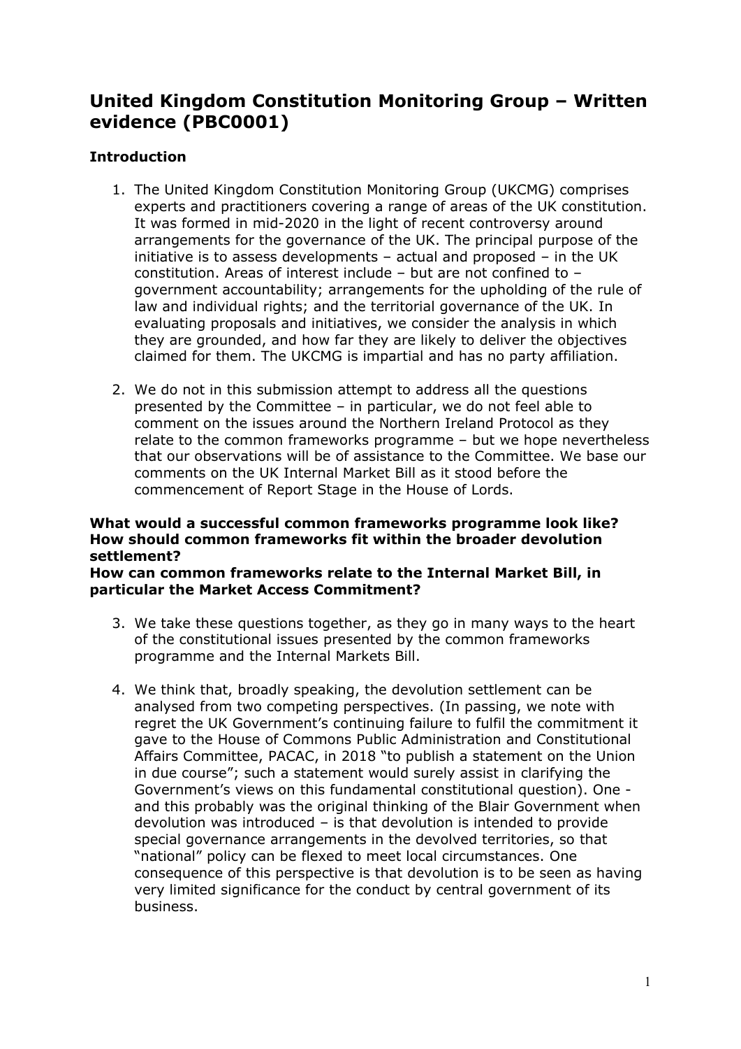# United Kingdom Constitution Monitoring Group – Written evidence (PBC0001)

## Introduction

1. The United Kingdom Constitution Monitoring Group (UKCMG) comprises experts and practitioners covering a range of areas of the UK constitution. It was formed in mid-2020 in the light of recent controversy around arrangements for the governance of the UK. The principal purpose of the initiative is to assess developments – actual and proposed – in the UK constitution. Areas of interest include – but are not confined to – government accountability; arrangements for the upholding of the rule of law and individual rights; and the territorial governance of the UK. In evaluating proposals and initiatives, we consider the analysis in which they are grounded, and how far they are likely to deliver the objectives claimed for them. The UKCMG is impartial and has no party affiliation.

2. We do not in this submission attempt to address all the questions presented by the Committee – in particular, we do not feel able to comment on the issues around the Northern Ireland Protocol as they relate to the common frameworks programme – but we hope nevertheless that our observations will be of assistance to the Committee. We base our comments on the UK Internal Market Bill as it stood before the commencement of Report Stage in the House of Lords.

**What would a successful common frameworks programme look like?**
**How should common frameworks fit within the broader devolution settlement?**
**How can common frameworks relate to the Internal Market Bill, in particular the Market Access Commitment?**

3. We take these questions together, as they go in many ways to the heart of the constitutional issues presented by the common frameworks programme and the Internal Markets Bill.

4. We think that, broadly speaking, the devolution settlement can be analysed from two competing perspectives. (In passing, we note with regret the UK Government's continuing failure to fulfil the commitment it gave to the House of Commons Public Administration and Constitutional Affairs Committee, PACAC, in 2018 "to publish a statement on the Union in due course"; such a statement would surely assist in clarifying the Government's views on this fundamental constitutional question). One - and this probably was the original thinking of the Blair Government when devolution was introduced – is that devolution is intended to provide special governance arrangements in the devolved territories, so that "national" policy can be flexed to meet local circumstances. One consequence of this perspective is that devolution is to be seen as having very limited significance for the conduct by central government of its business.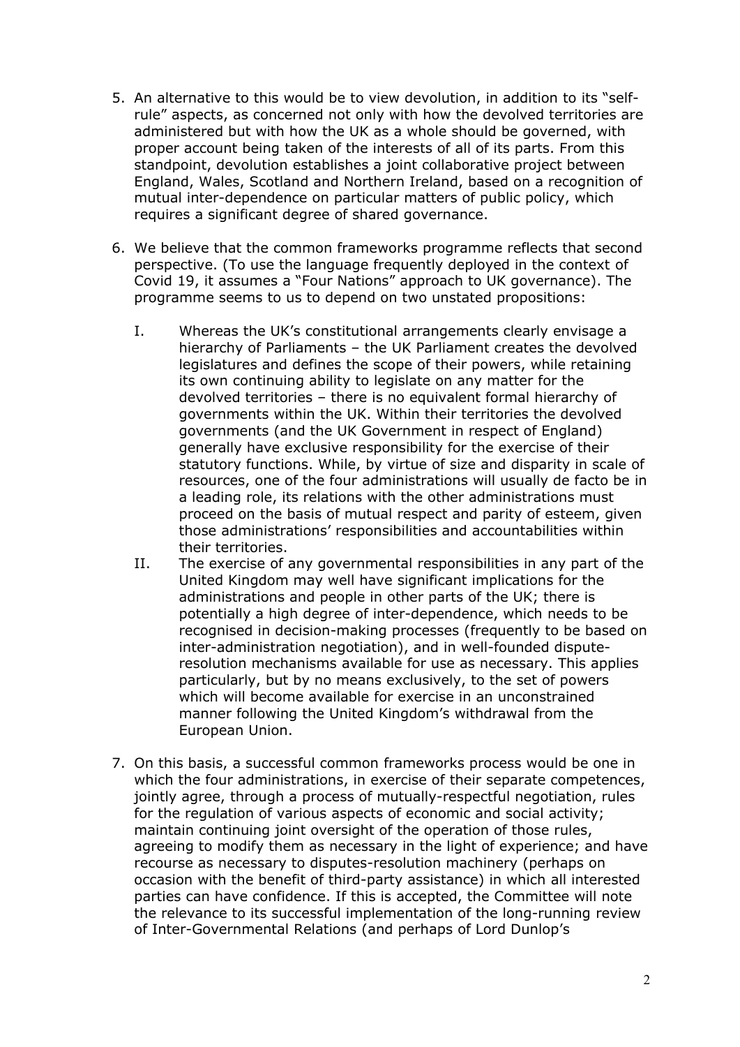5. An alternative to this would be to view devolution, in addition to its "self-rule" aspects, as concerned not only with how the devolved territories are administered but with how the UK as a whole should be governed, with proper account being taken of the interests of all of its parts. From this standpoint, devolution establishes a joint collaborative project between England, Wales, Scotland and Northern Ireland, based on a recognition of mutual inter-dependence on particular matters of public policy, which requires a significant degree of shared governance.

6. We believe that the common frameworks programme reflects that second perspective. (To use the language frequently deployed in the context of Covid 19, it assumes a "Four Nations" approach to UK governance). The programme seems to us to depend on two unstated propositions:

   I. Whereas the UK's constitutional arrangements clearly envisage a hierarchy of Parliaments – the UK Parliament creates the devolved legislatures and defines the scope of their powers, while retaining its own continuing ability to legislate on any matter for the devolved territories – there is no equivalent formal hierarchy of governments within the UK. Within their territories the devolved governments (and the UK Government in respect of England) generally have exclusive responsibility for the exercise of their statutory functions. While, by virtue of size and disparity in scale of resources, one of the four administrations will usually de facto be in a leading role, its relations with the other administrations must proceed on the basis of mutual respect and parity of esteem, given those administrations' responsibilities and accountabilities within their territories.

   II. The exercise of any governmental responsibilities in any part of the United Kingdom may well have significant implications for the administrations and people in other parts of the UK; there is potentially a high degree of inter-dependence, which needs to be recognised in decision-making processes (frequently to be based on inter-administration negotiation), and in well-founded dispute-resolution mechanisms available for use as necessary. This applies particularly, but by no means exclusively, to the set of powers which will become available for exercise in an unconstrained manner following the United Kingdom's withdrawal from the European Union.

7. On this basis, a successful common frameworks process would be one in which the four administrations, in exercise of their separate competences, jointly agree, through a process of mutually-respectful negotiation, rules for the regulation of various aspects of economic and social activity; maintain continuing joint oversight of the operation of those rules, agreeing to modify them as necessary in the light of experience; and have recourse as necessary to disputes-resolution machinery (perhaps on occasion with the benefit of third-party assistance) in which all interested parties can have confidence. If this is accepted, the Committee will note the relevance to its successful implementation of the long-running review of Inter-Governmental Relations (and perhaps of Lord Dunlop's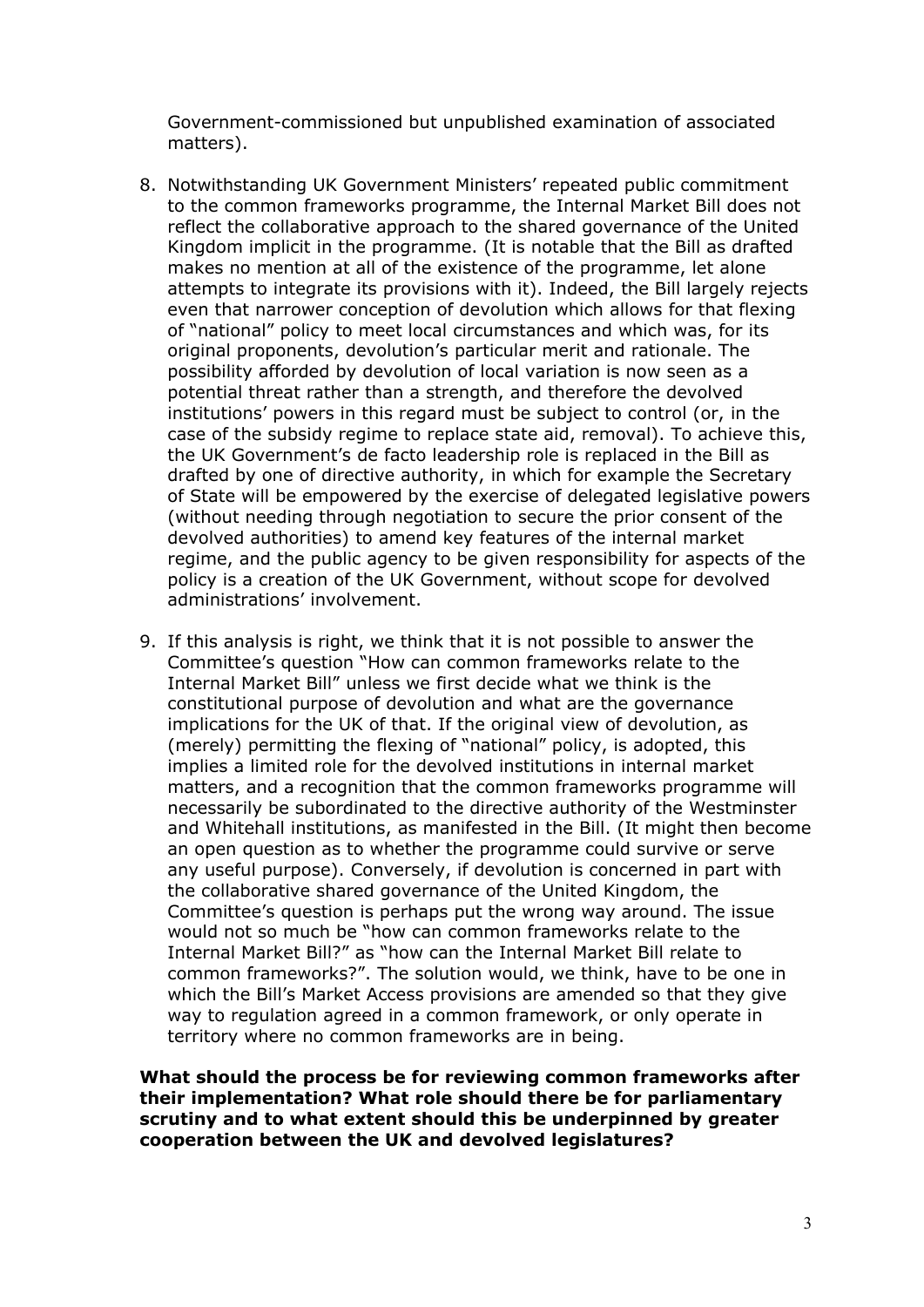Government-commissioned but unpublished examination of associated matters).

8. Notwithstanding UK Government Ministers' repeated public commitment to the common frameworks programme, the Internal Market Bill does not reflect the collaborative approach to the shared governance of the United Kingdom implicit in the programme. (It is notable that the Bill as drafted makes no mention at all of the existence of the programme, let alone attempts to integrate its provisions with it). Indeed, the Bill largely rejects even that narrower conception of devolution which allows for that flexing of "national" policy to meet local circumstances and which was, for its original proponents, devolution's particular merit and rationale. The possibility afforded by devolution of local variation is now seen as a potential threat rather than a strength, and therefore the devolved institutions' powers in this regard must be subject to control (or, in the case of the subsidy regime to replace state aid, removal). To achieve this, the UK Government's de facto leadership role is replaced in the Bill as drafted by one of directive authority, in which for example the Secretary of State will be empowered by the exercise of delegated legislative powers (without needing through negotiation to secure the prior consent of the devolved authorities) to amend key features of the internal market regime, and the public agency to be given responsibility for aspects of the policy is a creation of the UK Government, without scope for devolved administrations' involvement.

9. If this analysis is right, we think that it is not possible to answer the Committee's question "How can common frameworks relate to the Internal Market Bill" unless we first decide what we think is the constitutional purpose of devolution and what are the governance implications for the UK of that. If the original view of devolution, as (merely) permitting the flexing of "national" policy, is adopted, this implies a limited role for the devolved institutions in internal market matters, and a recognition that the common frameworks programme will necessarily be subordinated to the directive authority of the Westminster and Whitehall institutions, as manifested in the Bill. (It might then become an open question as to whether the programme could survive or serve any useful purpose). Conversely, if devolution is concerned in part with the collaborative shared governance of the United Kingdom, the Committee's question is perhaps put the wrong way around. The issue would not so much be "how can common frameworks relate to the Internal Market Bill?" as "how can the Internal Market Bill relate to common frameworks?". The solution would, we think, have to be one in which the Bill's Market Access provisions are amended so that they give way to regulation agreed in a common framework, or only operate in territory where no common frameworks are in being.

**What should the process be for reviewing common frameworks after their implementation? What role should there be for parliamentary scrutiny and to what extent should this be underpinned by greater cooperation between the UK and devolved legislatures?**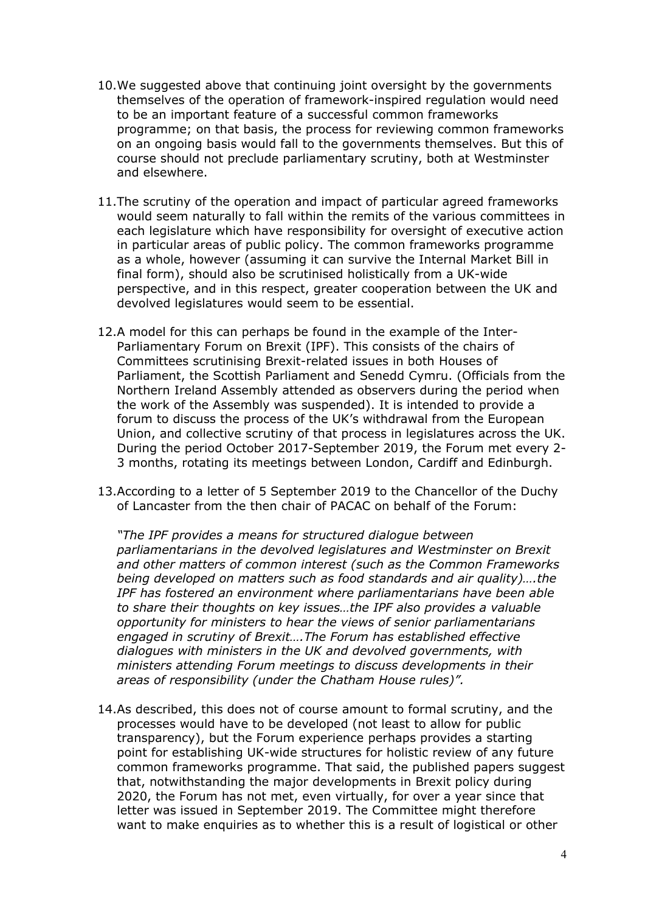10. We suggested above that continuing joint oversight by the governments themselves of the operation of framework-inspired regulation would need to be an important feature of a successful common frameworks programme; on that basis, the process for reviewing common frameworks on an ongoing basis would fall to the governments themselves. But this of course should not preclude parliamentary scrutiny, both at Westminster and elsewhere.

11. The scrutiny of the operation and impact of particular agreed frameworks would seem naturally to fall within the remits of the various committees in each legislature which have responsibility for oversight of executive action in particular areas of public policy. The common frameworks programme as a whole, however (assuming it can survive the Internal Market Bill in final form), should also be scrutinised holistically from a UK-wide perspective, and in this respect, greater cooperation between the UK and devolved legislatures would seem to be essential.

12. A model for this can perhaps be found in the example of the Inter-Parliamentary Forum on Brexit (IPF). This consists of the chairs of Committees scrutinising Brexit-related issues in both Houses of Parliament, the Scottish Parliament and Senedd Cymru. (Officials from the Northern Ireland Assembly attended as observers during the period when the work of the Assembly was suspended). It is intended to provide a forum to discuss the process of the UK's withdrawal from the European Union, and collective scrutiny of that process in legislatures across the UK. During the period October 2017-September 2019, the Forum met every 2-3 months, rotating its meetings between London, Cardiff and Edinburgh.

13. According to a letter of 5 September 2019 to the Chancellor of the Duchy of Lancaster from the then chair of PACAC on behalf of the Forum:

    *"The IPF provides a means for structured dialogue between parliamentarians in the devolved legislatures and Westminster on Brexit and other matters of common interest (such as the Common Frameworks being developed on matters such as food standards and air quality)….the IPF has fostered an environment where parliamentarians have been able to share their thoughts on key issues…the IPF also provides a valuable opportunity for ministers to hear the views of senior parliamentarians engaged in scrutiny of Brexit….The Forum has established effective dialogues with ministers in the UK and devolved governments, with ministers attending Forum meetings to discuss developments in their areas of responsibility (under the Chatham House rules)".*

14. As described, this does not of course amount to formal scrutiny, and the processes would have to be developed (not least to allow for public transparency), but the Forum experience perhaps provides a starting point for establishing UK-wide structures for holistic review of any future common frameworks programme. That said, the published papers suggest that, notwithstanding the major developments in Brexit policy during 2020, the Forum has not met, even virtually, for over a year since that letter was issued in September 2019. The Committee might therefore want to make enquiries as to whether this is a result of logistical or other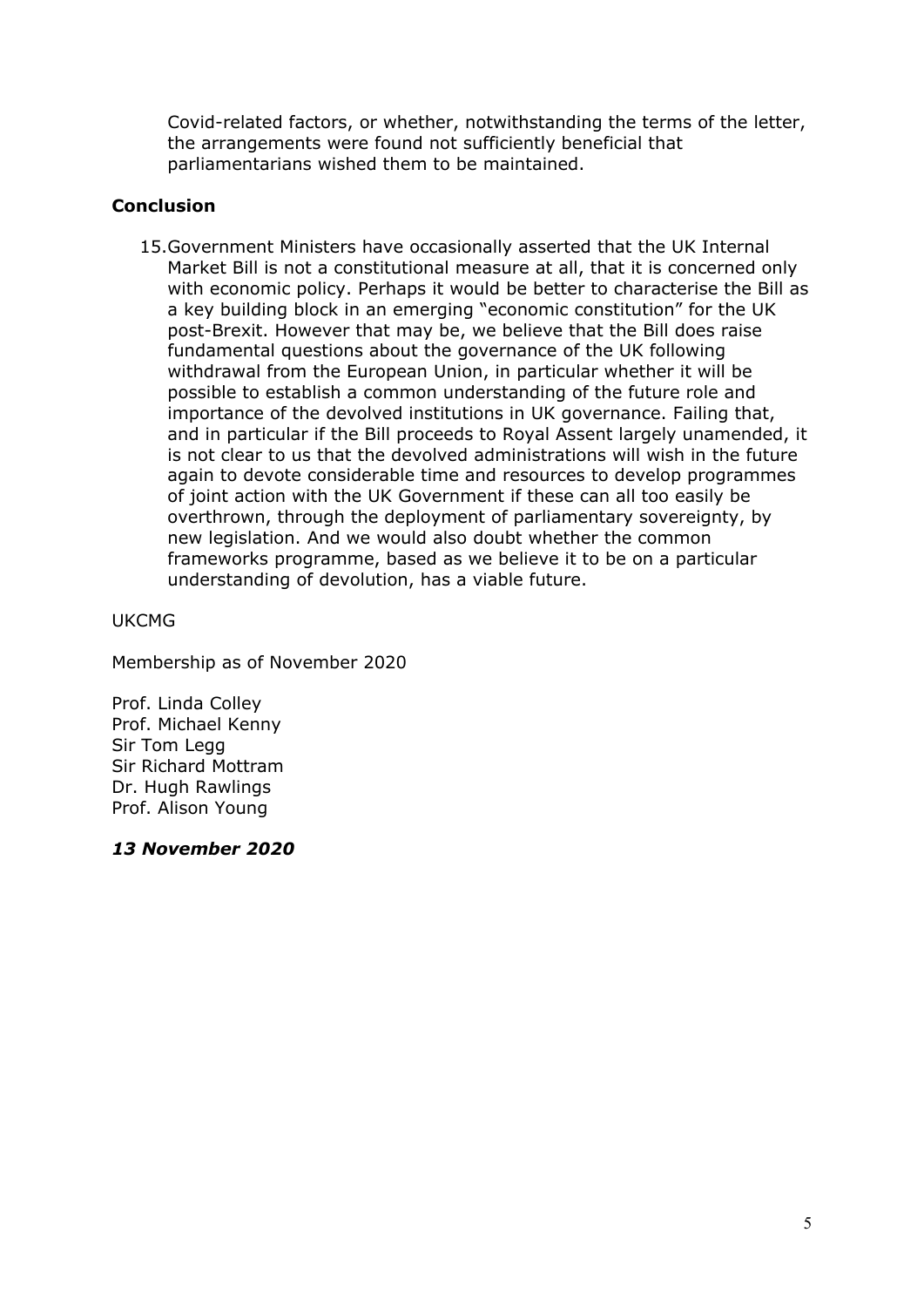Covid-related factors, or whether, notwithstanding the terms of the letter, the arrangements were found not sufficiently beneficial that parliamentarians wished them to be maintained.

## Conclusion

15. Government Ministers have occasionally asserted that the UK Internal Market Bill is not a constitutional measure at all, that it is concerned only with economic policy. Perhaps it would be better to characterise the Bill as a key building block in an emerging "economic constitution" for the UK post-Brexit. However that may be, we believe that the Bill does raise fundamental questions about the governance of the UK following withdrawal from the European Union, in particular whether it will be possible to establish a common understanding of the future role and importance of the devolved institutions in UK governance. Failing that, and in particular if the Bill proceeds to Royal Assent largely unamended, it is not clear to us that the devolved administrations will wish in the future again to devote considerable time and resources to develop programmes of joint action with the UK Government if these can all too easily be overthrown, through the deployment of parliamentary sovereignty, by new legislation. And we would also doubt whether the common frameworks programme, based as we believe it to be on a particular understanding of devolution, has a viable future.

UKCMG

Membership as of November 2020

Prof. Linda Colley
Prof. Michael Kenny
Sir Tom Legg
Sir Richard Mottram
Dr. Hugh Rawlings
Prof. Alison Young

***13 November 2020***